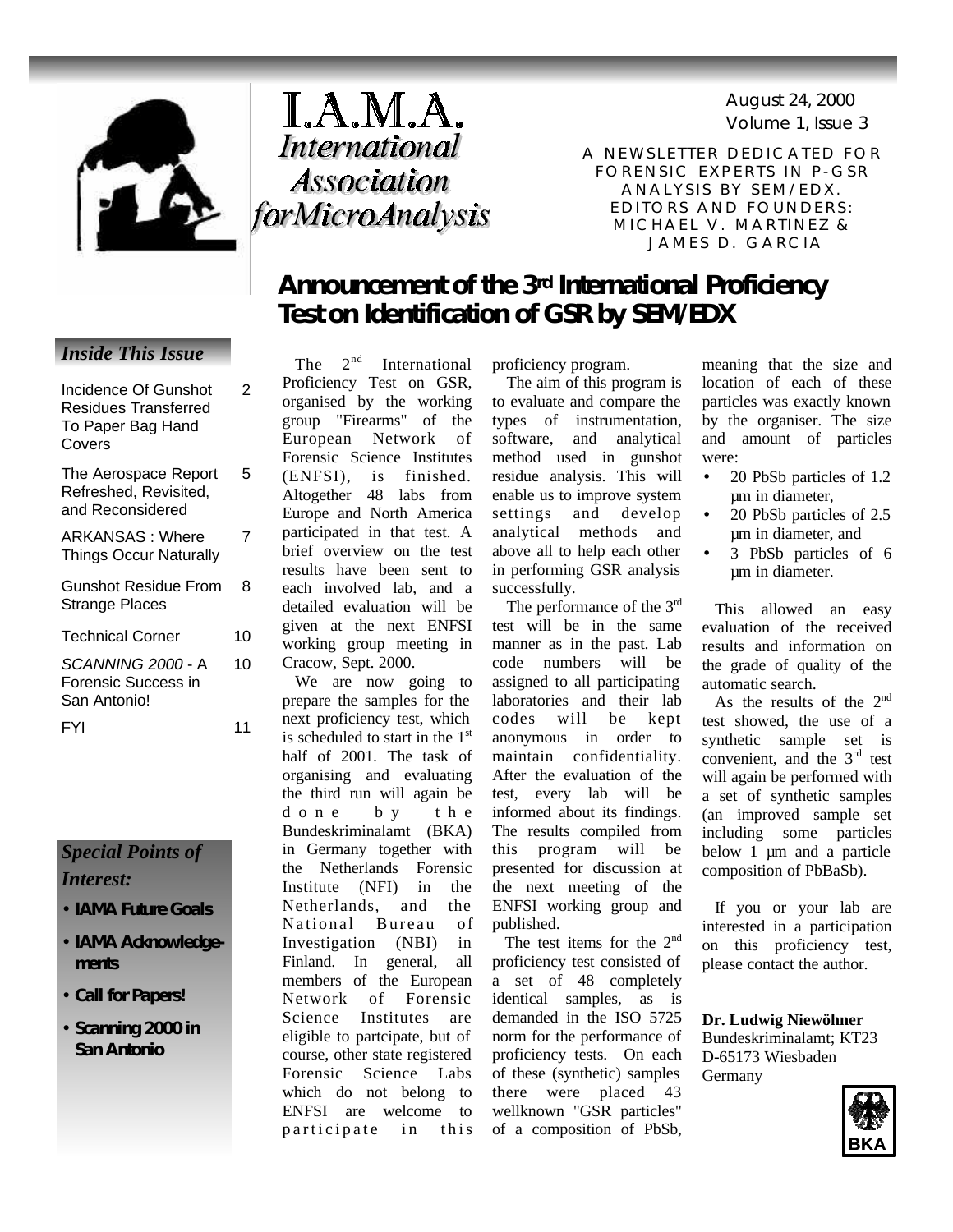# I.A.M.A.

## International Association for MicroAnalysis

August 24, 2000
Volume 1, Issue 3

A NEWSLETTER DEDICATED FOR FORENSIC EXPERTS IN P-GSR ANALYSIS BY SEM/EDX.
EDITORS AND FOUNDERS: MICHAEL V. MARTINEZ & JAMES D. GARCIA

### *Inside This Issue*

| | |
|---|---|
| Incidence Of Gunshot Residues Transferred To Paper Bag Hand Covers | 2 |
| The Aerospace Report Refreshed, Revisited, and Reconsidered | 5 |
| ARKANSAS : Where Things Occur Naturally | 7 |
| Gunshot Residue From Strange Places | 8 |
| Technical Corner | 10 |
| *SCANNING 2000* - A Forensic Success in San Antonio! | 10 |
| FYI | 11 |

### *Special Points of Interest:*

- **IAMA Future Goals**
- **IAMA Acknowledgements**
- **Call for Papers!**
- **Scanning 2000 in San Antonio**

# Announcement of the 3rd International Proficiency Test on Identification of GSR by SEM/EDX

The 2nd International Proficiency Test on GSR, organised by the working group "Firearms" of the European Network of Forensic Science Institutes (ENFSI), is finished. Altogether 48 labs from Europe and North America participated in that test. A brief overview on the test results have been sent to each involved lab, and a detailed evaluation will be given at the next ENFSI working group meeting in Cracow, Sept. 2000.

We are now going to prepare the samples for the next proficiency test, which is scheduled to start in the 1st half of 2001. The task of organising and evaluating the third run will again be done by the Bundeskriminalamt (BKA) in Germany together with the Netherlands Forensic Institute (NFI) in the Netherlands, and the National Bureau of Investigation (NBI) in Finland. In general, all members of the European Network of Forensic Science Institutes are eligible to partcipate, but of course, other state registered Forensic Science Labs which do not belong to ENFSI are welcome to participate in this proficiency program.

The aim of this program is to evaluate and compare the types of instrumentation, software, and analytical method used in gunshot residue analysis. This will enable us to improve system settings and develop analytical methods and above all to help each other in performing GSR analysis successfully.

The performance of the 3rd test will be in the same manner as in the past. Lab code numbers will be assigned to all participating laboratories and their lab codes will be kept anonymous in order to maintain confidentiality. After the evaluation of the test, every lab will be informed about its findings. The results compiled from this program will be presented for discussion at the next meeting of the ENFSI working group and published.

The test items for the 2nd proficiency test consisted of a set of 48 completely identical samples, as is demanded in the ISO 5725 norm for the performance of proficiency tests. On each of these (synthetic) samples there were placed 43 wellknown "GSR particles" of a composition of PbSb, meaning that the size and location of each of these particles was exactly known by the organiser. The size and amount of particles were:

- 20 PbSb particles of 1.2 µm in diameter,
- 20 PbSb particles of 2.5 µm in diameter, and
- 3 PbSb particles of 6 µm in diameter.

This allowed an easy evaluation of the received results and information on the grade of quality of the automatic search.

As the results of the 2nd test showed, the use of a synthetic sample set is convenient, and the 3rd test will again be performed with a set of synthetic samples (an improved sample set including some particles below 1 µm and a particle composition of PbBaSb).

If you or your lab are interested in a participation on this proficiency test, please contact the author.

**Dr. Ludwig Niewöhner**
Bundeskriminalamt; KT23
D-65173 Wiesbaden
Germany

BKA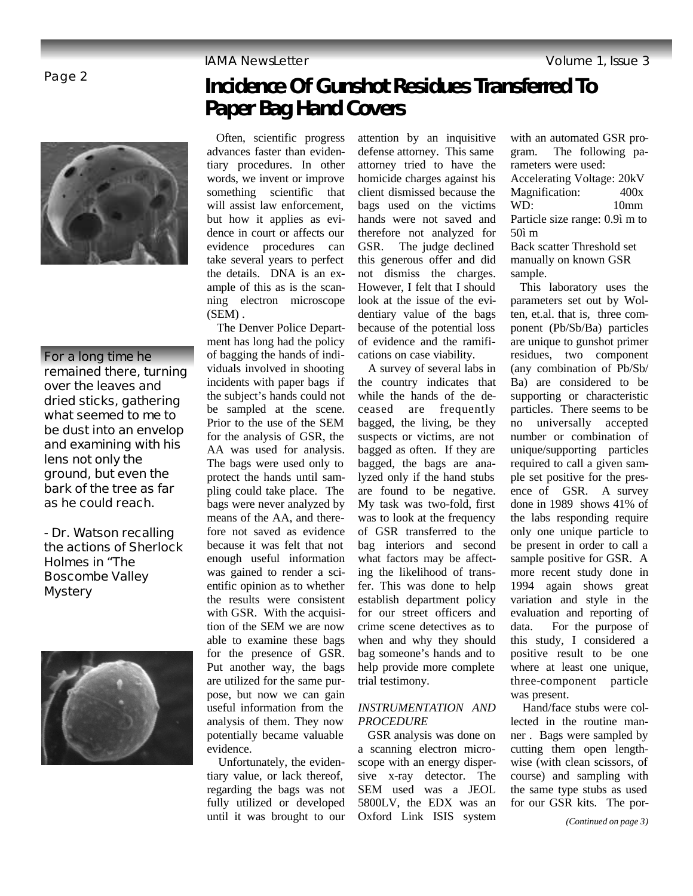# Incidence Of Gunshot Residues Transferred To Paper Bag Hand Covers

> For a long time he remained there, turning over the leaves and dried sticks, gathering what seemed to me to be dust into an envelop and examining with his lens not only the ground, but even the bark of the tree as far as he could reach.
>
> - Dr. Watson recalling the actions of Sherlock Holmes in "The Boscombe Valley Mystery

Often, scientific progress advances faster than evidentiary procedures. In other words, we invent or improve something scientific that will assist law enforcement, but how it applies as evidence in court or affects our evidence procedures can take several years to perfect the details. DNA is an example of this as is the scanning electron microscope (SEM) .

The Denver Police Department has long had the policy of bagging the hands of individuals involved in shooting incidents with paper bags if the subject's hands could not be sampled at the scene. Prior to the use of the SEM for the analysis of GSR, the AA was used for analysis. The bags were used only to protect the hands until sampling could take place. The bags were never analyzed by means of the AA, and therefore not saved as evidence because it was felt that not enough useful information was gained to render a scientific opinion as to whether the results were consistent with GSR. With the acquisition of the SEM we are now able to examine these bags for the presence of GSR. Put another way, the bags are utilized for the same purpose, but now we can gain useful information from the analysis of them. They now potentially became valuable evidence.

Unfortunately, the evidentiary value, or lack thereof, regarding the bags was not fully utilized or developed until it was brought to our attention by an inquisitive defense attorney. This same attorney tried to have the homicide charges against his client dismissed because the bags used on the victims hands were not saved and therefore not analyzed for GSR. The judge declined this generous offer and did not dismiss the charges. However, I felt that I should look at the issue of the evidentiary value of the bags because of the potential loss of evidence and the ramifications on case viability.

A survey of several labs in the country indicates that while the hands of the deceased are frequently bagged, the living, be they suspects or victims, are not bagged as often. If they are bagged, the bags are analyzed only if the hand stubs are found to be negative. My task was two-fold, first was to look at the frequency of GSR transferred to the bag interiors and second what factors may be affecting the likelihood of transfer. This was done to help establish department policy for our street officers and crime scene detectives as to when and why they should bag someone's hands and to help provide more complete trial testimony.

*INSTRUMENTATION AND PROCEDURE*

GSR analysis was done on a scanning electron microscope with an energy dispersive x-ray detector. The SEM used was a JEOL 5800LV, the EDX was an Oxford Link ISIS system with an automated GSR program. The following parameters were used:

Accelerating Voltage: 20kV
Magnification: 400x
WD: 10mm
Particle size range: 0.9ì m to 50ì m
Back scatter Threshold set manually on known GSR sample.

This laboratory uses the parameters set out by Wolten, et.al. that is, three component (Pb/Sb/Ba) particles are unique to gunshot primer residues, two component (any combination of Pb/Sb/Ba) are considered to be supporting or characteristic particles. There seems to be no universally accepted number or combination of unique/supporting particles required to call a given sample set positive for the presence of GSR. A survey done in 1989 shows 41% of the labs responding require only one unique particle to be present in order to call a sample positive for GSR. A more recent study done in 1994 again shows great variation and style in the evaluation and reporting of data. For the purpose of this study, I considered a positive result to be one where at least one unique, three-component particle was present.

Hand/face stubs were collected in the routine manner . Bags were sampled by cutting them open lengthwise (with clean scissors, of course) and sampling with the same type stubs as used for our GSR kits. The por-

*(Continued on page 3)*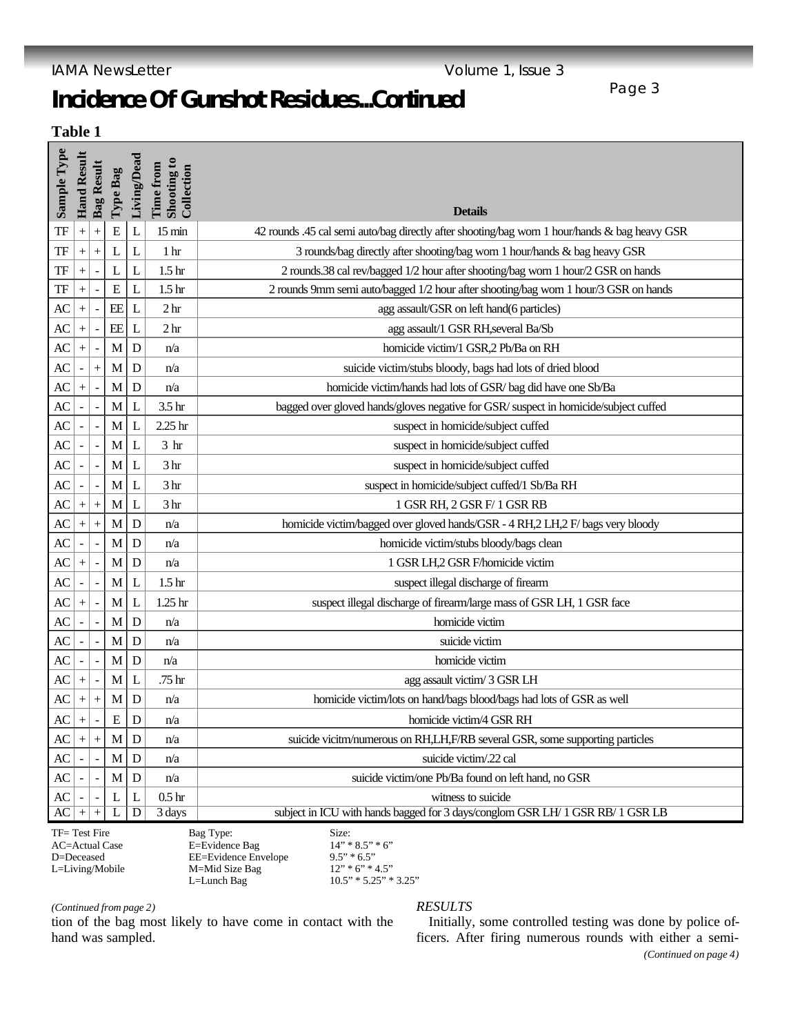# Incidence Of Gunshot Residues...Continued

**Table 1**

| Sample Type | Hand Result | Bag Result | Type Bag | Living/Dead | Time from Shooting to Collection | Details |
|---|---|---|---|---|---|---|
| TF | + | + | E | L | 15 min | 42 rounds .45 cal semi auto/bag directly after shooting/bag worn 1 hour/hands & bag heavy GSR |
| TF | + | + | L | L | 1 hr | 3 rounds/bag directly after shooting/bag worn 1 hour/hands & bag heavy GSR |
| TF | + | - | L | L | 1.5 hr | 2 rounds.38 cal rev/bagged 1/2 hour after shooting/bag worn 1 hour/2 GSR on hands |
| TF | + | - | E | L | 1.5 hr | 2 rounds 9mm semi auto/bagged 1/2 hour after shooting/bag worn 1 hour/3 GSR on hands |
| AC | + | - | EE | L | 2 hr | agg assault/GSR on left hand(6 particles) |
| AC | + | - | EE | L | 2 hr | agg assault/1 GSR RH,several Ba/Sb |
| AC | + | - | M | D | n/a | homicide victim/1 GSR,2 Pb/Ba on RH |
| AC | - | + | M | D | n/a | suicide victim/stubs bloody, bags had lots of dried blood |
| AC | + | - | M | D | n/a | homicide victim/hands had lots of GSR/ bag did have one Sb/Ba |
| AC | - | - | M | L | 3.5 hr | bagged over gloved hands/gloves negative for GSR/ suspect in homicide/subject cuffed |
| AC | - | - | M | L | 2.25 hr | suspect in homicide/subject cuffed |
| AC | - | - | M | L | 3 hr | suspect in homicide/subject cuffed |
| AC | - | - | M | L | 3 hr | suspect in homicide/subject cuffed |
| AC | - | - | M | L | 3 hr | suspect in homicide/subject cuffed/1 Sb/Ba RH |
| AC | + | + | M | L | 3 hr | 1 GSR RH, 2 GSR F/ 1 GSR RB |
| AC | + | + | M | D | n/a | homicide victim/bagged over gloved hands/GSR - 4 RH,2 LH,2 F/ bags very bloody |
| AC | - | - | M | D | n/a | homicide victim/stubs bloody/bags clean |
| AC | + | - | M | D | n/a | 1 GSR LH,2 GSR F/homicide victim |
| AC | - | - | M | L | 1.5 hr | suspect illegal discharge of firearm |
| AC | + | - | M | L | 1.25 hr | suspect illegal discharge of firearm/large mass of GSR LH, 1 GSR face |
| AC | - | - | M | D | n/a | homicide victim |
| AC | - | - | M | D | n/a | suicide victim |
| AC | - | - | M | D | n/a | homicide victim |
| AC | + | - | M | L | .75 hr | agg assault victim/ 3 GSR LH |
| AC | + | + | M | D | n/a | homicide victim/lots on hand/bags blood/bags had lots of GSR as well |
| AC | + | - | E | D | n/a | homicide victim/4 GSR RH |
| AC | + | + | M | D | n/a | suicide vicitm/numerous on RH,LH,F/RB several GSR, some supporting particles |
| AC | - | - | M | D | n/a | suicide victim/.22 cal |
| AC | - | - | M | D | n/a | suicide victim/one Pb/Ba found on left hand, no GSR |
| AC | - | - | L | L | 0.5 hr | witness to suicide |
| AC | + | + | L | D | 3 days | subject in ICU with hands bagged for 3 days/conglom GSR LH/ 1 GSR RB/ 1 GSR LB |

TF= Test Fire
AC=Actual Case
D=Deceased
L=Living/Mobile

Bag Type: | Size:
E=Evidence Bag | 14" * 8.5" * 6"
EE=Evidence Envelope | 9.5" * 6.5"
M=Mid Size Bag | 12" * 6" * 4.5"
L=Lunch Bag | 10.5" * 5.25" * 3.25"

*(Continued from page 2)*

tion of the bag most likely to have come in contact with the hand was sampled.

*RESULTS*

Initially, some controlled testing was done by police officers. After firing numerous rounds with either a semi-

*(Continued on page 4)*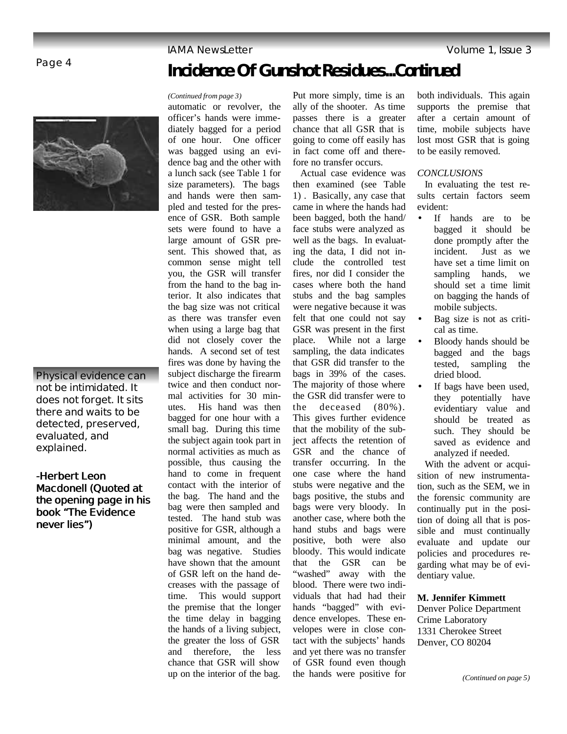# Incidence Of Gunshot Residues...Continued

*(Continued from page 3)*

automatic or revolver, the officer's hands were immediately bagged for a period of one hour. One officer was bagged using an evidence bag and the other with a lunch sack (see Table 1 for size parameters). The bags and hands were then sampled and tested for the presence of GSR. Both sample sets were found to have a large amount of GSR present. This showed that, as common sense might tell you, the GSR will transfer from the hand to the bag interior. It also indicates that the bag size was not critical as there was transfer even when using a large bag that did not closely cover the hands. A second set of test fires was done by having the subject discharge the firearm twice and then conduct normal activities for 30 minutes. His hand was then bagged for one hour with a small bag. During this time the subject again took part in normal activities as much as possible, thus causing the hand to come in frequent contact with the interior of the bag. The hand and the bag were then sampled and tested. The hand stub was positive for GSR, although a minimal amount, and the bag was negative. Studies have shown that the amount of GSR left on the hand decreases with the passage of time. This would support the premise that the longer the time delay in bagging the hands of a living subject, the greater the loss of GSR and therefore, the less chance that GSR will show up on the interior of the bag. Put more simply, time is an ally of the shooter. As time passes there is a greater chance that all GSR that is going to come off easily has in fact come off and therefore no transfer occurs.

Actual case evidence was then examined (see Table 1) . Basically, any case that came in where the hands had been bagged, both the hand/face stubs were analyzed as well as the bags. In evaluating the data, I did not include the controlled test fires, nor did I consider the cases where both the hand stubs and the bag samples were negative because it was felt that one could not say GSR was present in the first place. While not a large sampling, the data indicates that GSR did transfer to the bags in 39% of the cases. The majority of those where the GSR did transfer were to the deceased (80%). This gives further evidence that the mobility of the subject affects the retention of GSR and the chance of transfer occurring. In the one case where the hand stubs were negative and the bags positive, the stubs and bags were very bloody. In another case, where both the hand stubs and bags were positive, both were also bloody. This would indicate that the GSR can be "washed" away with the blood. There were two individuals that had had their hands "bagged" with evidence envelopes. These envelopes were in close contact with the subjects' hands and yet there was no transfer of GSR found even though the hands were positive for both individuals. This again supports the premise that after a certain amount of time, mobile subjects have lost most GSR that is going to be easily removed.

*CONCLUSIONS*

In evaluating the test results certain factors seem evident:

- If hands are to be bagged it should be done promptly after the incident. Just as we have set a time limit on sampling hands, we should set a time limit on bagging the hands of mobile subjects.
- Bag size is not as critical as time.
- Bloody hands should be bagged and the bags tested, sampling the dried blood.
- If bags have been used, they potentially have evidentiary value and should be treated as such. They should be saved as evidence and analyzed if needed.

With the advent or acquisition of new instrumentation, such as the SEM, we in the forensic community are continually put in the position of doing all that is possible and must continually evaluate and update our policies and procedures regarding what may be of evidentiary value.

**M. Jennifer Kimmett**
Denver Police Department
Crime Laboratory
1331 Cherokee Street
Denver, CO 80204

*(Continued on page 5)*

Physical evidence can not be intimidated. It does not forget. It sits there and waits to be detected, preserved, evaluated, and explained.

**-Herbert Leon Macdonell (Quoted at the opening page in his book "The Evidence never lies")**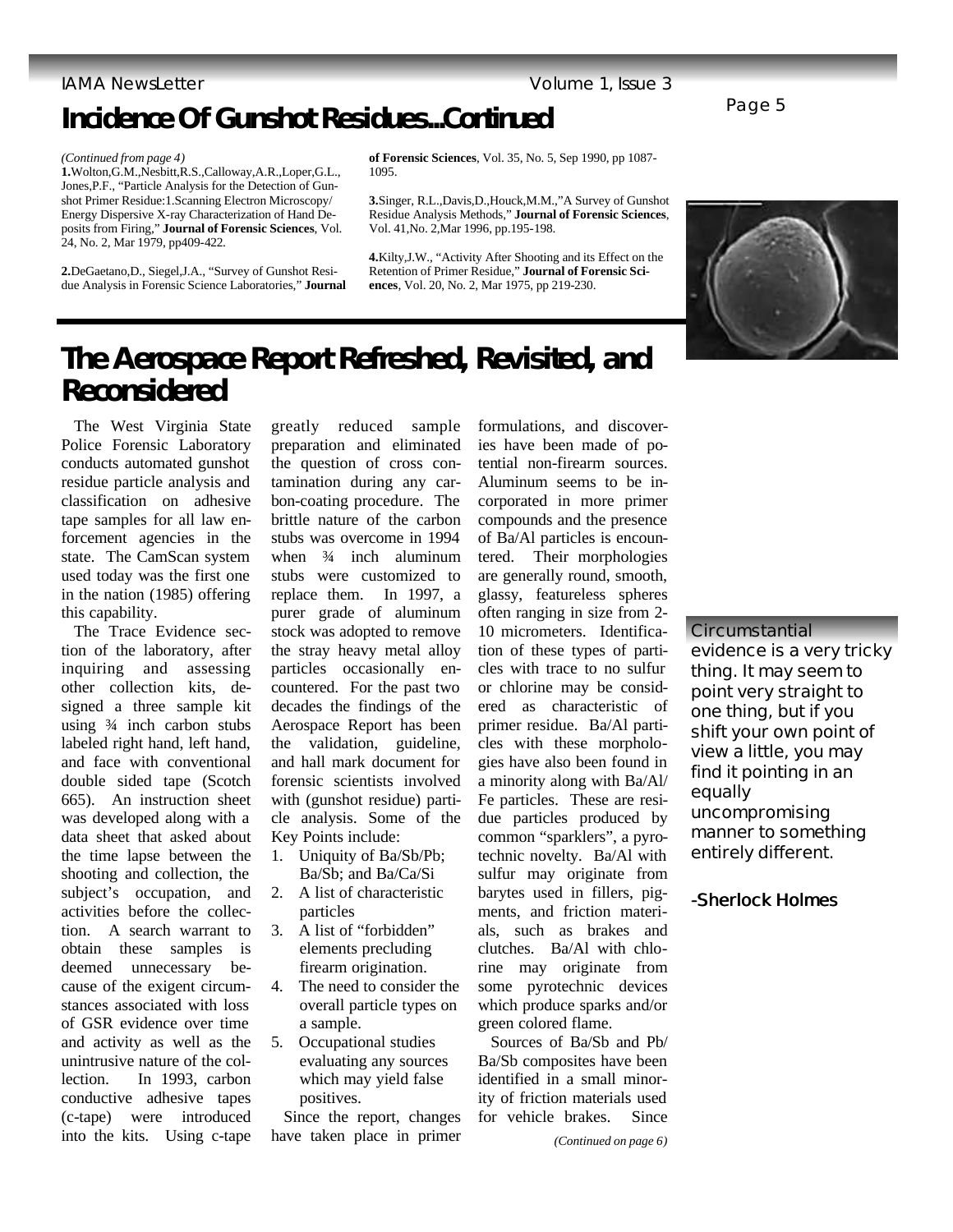# Incidence Of Gunshot Residues...Continued

*(Continued from page 4)*

**1.** Wolton, G.M., Nesbitt, R.S., Calloway, A.R., Loper, G.L., Jones, P.F., "Particle Analysis for the Detection of Gunshot Primer Residue:1.Scanning Electron Microscopy/ Energy Dispersive X-ray Characterization of Hand Deposits from Firing," **Journal of Forensic Sciences**, Vol. 24, No. 2, Mar 1979, pp409-422.

**2.** DeGaetano, D., Siegel, J.A., "Survey of Gunshot Residue Analysis in Forensic Science Laboratories," **Journal of Forensic Sciences**, Vol. 35, No. 5, Sep 1990, pp 1087-1095.

**3.** Singer, R.L., Davis, D., Houck, M.M., "A Survey of Gunshot Residue Analysis Methods," **Journal of Forensic Sciences**, Vol. 41, No. 2, Mar 1996, pp.195-198.

**4.** Kilty, J.W., "Activity After Shooting and its Effect on the Retention of Primer Residue," **Journal of Forensic Sciences**, Vol. 20, No. 2, Mar 1975, pp 219-230.

# The Aerospace Report Refreshed, Revisited, and Reconsidered

The West Virginia State Police Forensic Laboratory conducts automated gunshot residue particle analysis and classification on adhesive tape samples for all law enforcement agencies in the state. The CamScan system used today was the first one in the nation (1985) offering this capability.

The Trace Evidence section of the laboratory, after inquiring and assessing other collection kits, designed a three sample kit using ¾ inch carbon stubs labeled right hand, left hand, and face with conventional double sided tape (Scotch 665). An instruction sheet was developed along with a data sheet that asked about the time lapse between the shooting and collection, the subject's occupation, and activities before the collection. A search warrant to obtain these samples is deemed unnecessary because of the exigent circumstances associated with loss of GSR evidence over time and activity as well as the unintrusive nature of the collection. In 1993, carbon conductive adhesive tapes (c-tape) were introduced into the kits. Using c-tape greatly reduced sample preparation and eliminated the question of cross contamination during any carbon-coating procedure. The brittle nature of the carbon stubs was overcome in 1994 when ¾ inch aluminum stubs were customized to replace them. In 1997, a purer grade of aluminum stock was adopted to remove the stray heavy metal alloy particles occasionally encountered. For the past two decades the findings of the Aerospace Report has been the validation, guideline, and hall mark document for forensic scientists involved with (gunshot residue) particle analysis. Some of the Key Points include:

1. Uniquity of Ba/Sb/Pb; Ba/Sb; and Ba/Ca/Si
2. A list of characteristic particles
3. A list of "forbidden" elements precluding firearm origination.
4. The need to consider the overall particle types on a sample.
5. Occupational studies evaluating any sources which may yield false positives.

Since the report, changes have taken place in primer formulations, and discoveries have been made of potential non-firearm sources. Aluminum seems to be incorporated in more primer compounds and the presence of Ba/Al particles is encountered. Their morphologies are generally round, smooth, glassy, featureless spheres often ranging in size from 2-10 micrometers. Identification of these types of particles with trace to no sulfur or chlorine may be considered as characteristic of primer residue. Ba/Al particles with these morphologies have also been found in a minority along with Ba/Al/Fe particles. These are residue particles produced by common "sparklers", a pyrotechnic novelty. Ba/Al with sulfur may originate from barytes used in fillers, pigments, and friction materials, such as brakes and clutches. Ba/Al with chlorine may originate from some pyrotechnic devices which produce sparks and/or green colored flame.

Sources of Ba/Sb and Pb/Ba/Sb composites have been identified in a small minority of friction materials used for vehicle brakes. Since

*(Continued on page 6)*

Circumstantial evidence is a very tricky thing. It may seem to point very straight to one thing, but if you shift your own point of view a little, you may find it pointing in an equally uncompromising manner to something entirely different.

**-Sherlock Holmes**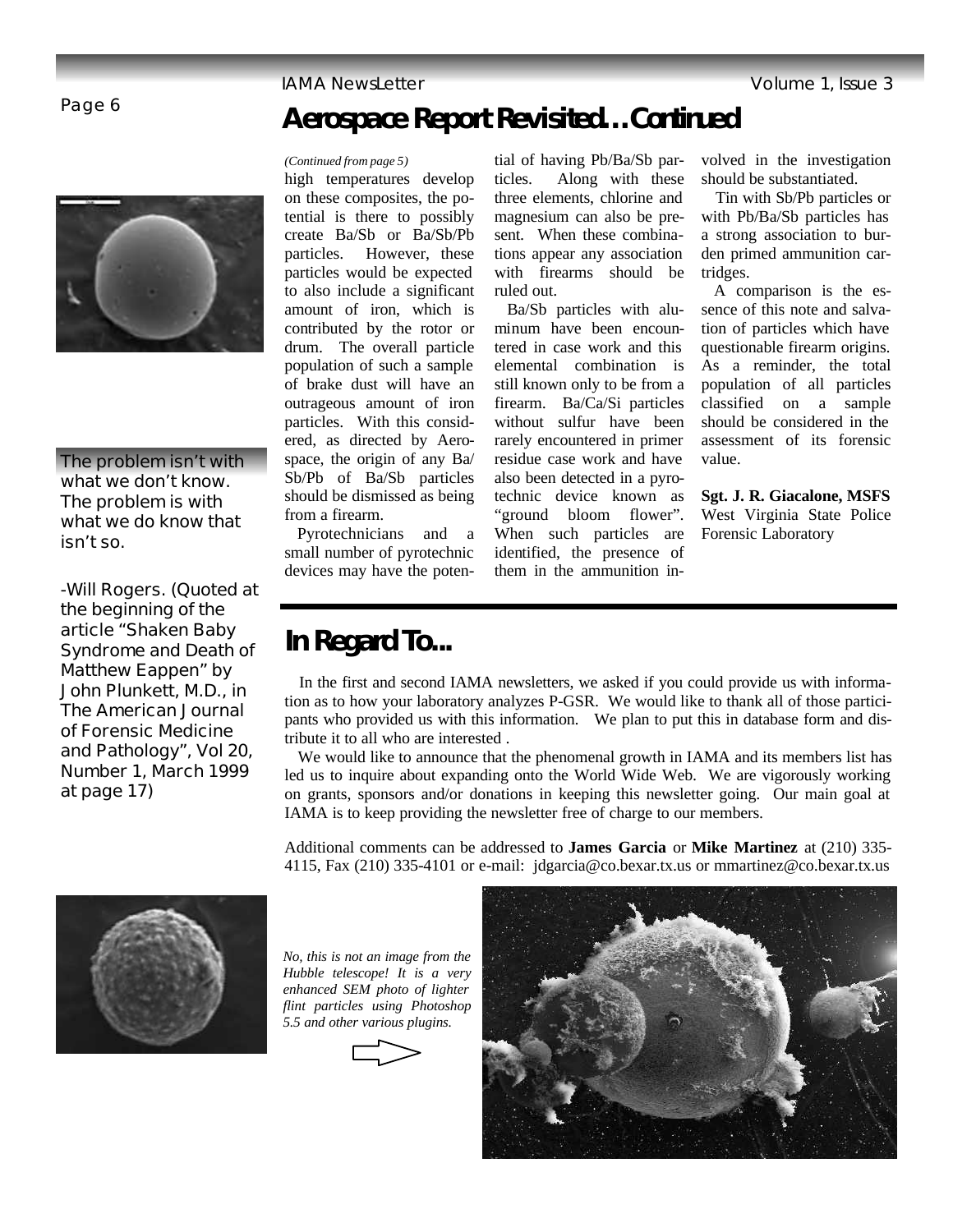## Aerospace Report Revisited…Continued

*(Continued from page 5)*

high temperatures develop on these composites, the potential is there to possibly create Ba/Sb or Ba/Sb/Pb particles. However, these particles would be expected to also include a significant amount of iron, which is contributed by the rotor or drum. The overall particle population of such a sample of brake dust will have an outrageous amount of iron particles. With this considered, as directed by Aerospace, the origin of any Ba/Sb/Pb of Ba/Sb particles should be dismissed as being from a firearm.

Pyrotechnicians and a small number of pyrotechnic devices may have the potential of having Pb/Ba/Sb particles. Along with these three elements, chlorine and magnesium can also be present. When these combinations appear any association with firearms should be ruled out.

Ba/Sb particles with aluminum have been encountered in case work and this elemental combination is still known only to be from a firearm. Ba/Ca/Si particles without sulfur have been rarely encountered in primer residue case work and have also been detected in a pyrotechnic device known as "ground bloom flower". When such particles are identified, the presence of them in the ammunition involved in the investigation should be substantiated.

Tin with Sb/Pb particles or with Pb/Ba/Sb particles has a strong association to burden primed ammunition cartridges.

A comparison is the essence of this note and salvation of particles which have questionable firearm origins. As a reminder, the total population of all particles classified on a sample should be considered in the assessment of its forensic value.

**Sgt. J. R. Giacalone, MSFS**
West Virginia State Police Forensic Laboratory

The problem isn't with what we don't know. The problem is with what we do know that isn't so.

-Will Rogers. (Quoted at the beginning of the article "Shaken Baby Syndrome and Death of Matthew Eappen" by John Plunkett, M.D., in The American Journal of Forensic Medicine and Pathology", Vol 20, Number 1, March 1999 at page 17)

## In Regard To...

In the first and second IAMA newsletters, we asked if you could provide us with information as to how your laboratory analyzes P-GSR. We would like to thank all of those participants who provided us with this information. We plan to put this in database form and distribute it to all who are interested .

We would like to announce that the phenomenal growth in IAMA and its members list has led us to inquire about expanding onto the World Wide Web. We are vigorously working on grants, sponsors and/or donations in keeping this newsletter going. Our main goal at IAMA is to keep providing the newsletter free of charge to our members.

Additional comments can be addressed to **James Garcia** or **Mike Martinez** at (210) 335-4115, Fax (210) 335-4101 or e-mail: jdgarcia@co.bexar.tx.us or mmartinez@co.bexar.tx.us

*No, this is not an image from the Hubble telescope! It is a very enhanced SEM photo of lighter flint particles using Photoshop 5.5 and other various plugins.*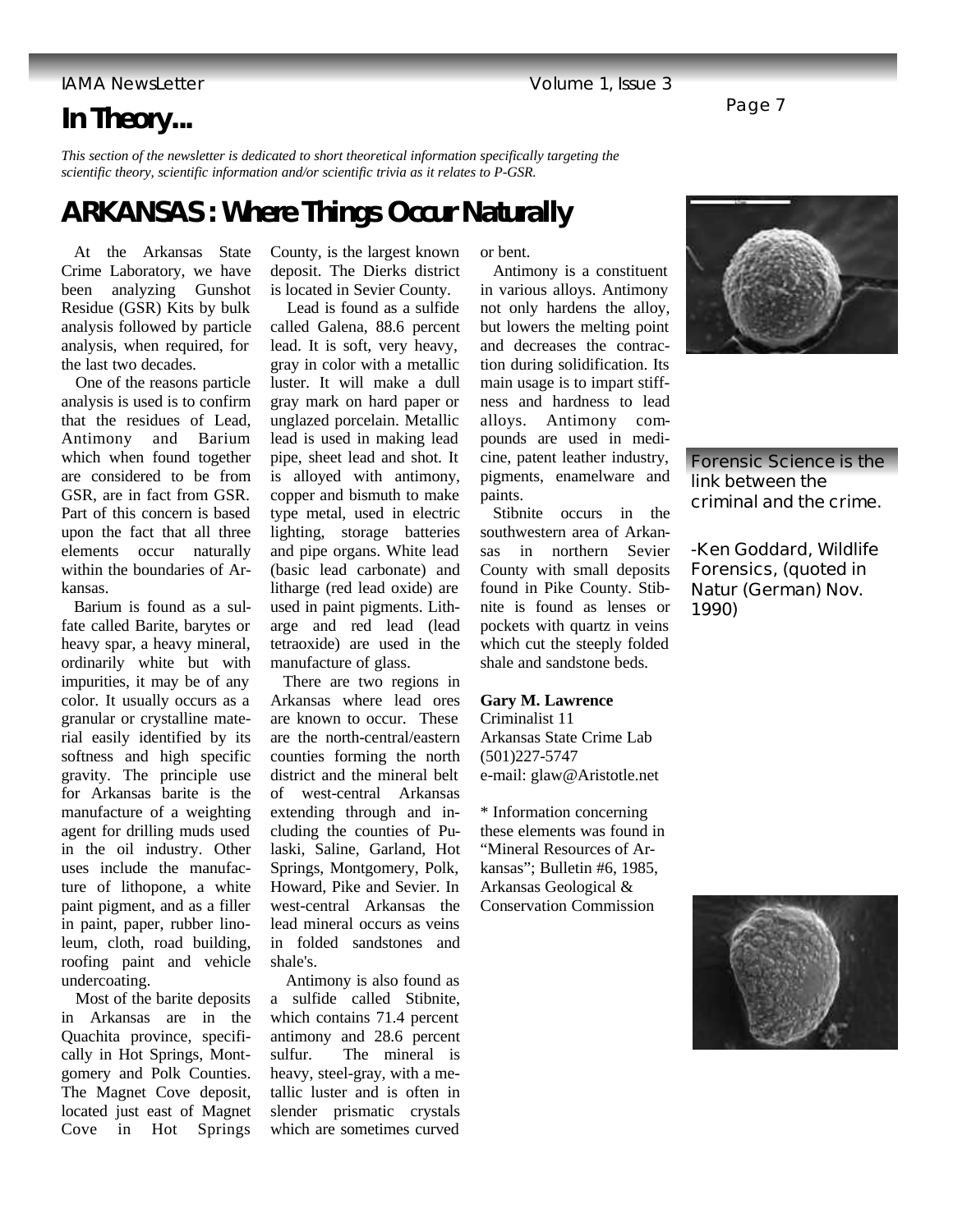# In Theory...

*This section of the newsletter is dedicated to short theoretical information specifically targeting the scientific theory, scientific information and/or scientific trivia as it relates to P-GSR.*

## ARKANSAS : Where Things Occur Naturally

At the Arkansas State Crime Laboratory, we have been analyzing Gunshot Residue (GSR) Kits by bulk analysis followed by particle analysis, when required, for the last two decades.

One of the reasons particle analysis is used is to confirm that the residues of Lead, Antimony and Barium which when found together are considered to be from GSR, are in fact from GSR. Part of this concern is based upon the fact that all three elements occur naturally within the boundaries of Arkansas.

Barium is found as a sulfate called Barite, barytes or heavy spar, a heavy mineral, ordinarily white but with impurities, it may be of any color. It usually occurs as a granular or crystalline material easily identified by its softness and high specific gravity. The principle use for Arkansas barite is the manufacture of a weighting agent for drilling muds used in the oil industry. Other uses include the manufacture of lithopone, a white paint pigment, and as a filler in paint, paper, rubber linoleum, cloth, road building, roofing paint and vehicle undercoating.

Most of the barite deposits in Arkansas are in the Quachita province, specifically in Hot Springs, Montgomery and Polk Counties. The Magnet Cove deposit, located just east of Magnet Cove in Hot Springs County, is the largest known deposit. The Dierks district is located in Sevier County.

Lead is found as a sulfide called Galena, 88.6 percent lead. It is soft, very heavy, gray in color with a metallic luster. It will make a dull gray mark on hard paper or unglazed porcelain. Metallic lead is used in making lead pipe, sheet lead and shot. It is alloyed with antimony, copper and bismuth to make type metal, used in electric lighting, storage batteries and pipe organs. White lead (basic lead carbonate) and litharge (red lead oxide) are used in paint pigments. Litharge and red lead (lead tetraoxide) are used in the manufacture of glass.

There are two regions in Arkansas where lead ores are known to occur. These are the north-central/eastern counties forming the north district and the mineral belt of west-central Arkansas extending through and including the counties of Pulaski, Saline, Garland, Hot Springs, Montgomery, Polk, Howard, Pike and Sevier. In west-central Arkansas the lead mineral occurs as veins in folded sandstones and shale's.

Antimony is also found as a sulfide called Stibnite, which contains 71.4 percent antimony and 28.6 percent sulfur. The mineral is heavy, steel-gray, with a metallic luster and is often in slender prismatic crystals which are sometimes curved or bent.

Antimony is a constituent in various alloys. Antimony not only hardens the alloy, but lowers the melting point and decreases the contraction during solidification. Its main usage is to impart stiffness and hardness to lead alloys. Antimony compounds are used in medicine, patent leather industry, pigments, enamelware and paints.

Stibnite occurs in the southwestern area of Arkansas in northern Sevier County with small deposits found in Pike County. Stibnite is found as lenses or pockets with quartz in veins which cut the steeply folded shale and sandstone beds.

**Gary M. Lawrence**
Criminalist 11
Arkansas State Crime Lab
(501)227-5747
e-mail: glaw@Aristotle.net

* Information concerning these elements was found in "Mineral Resources of Arkansas"; Bulletin #6, 1985, Arkansas Geological & Conservation Commission

Forensic Science is the link between the criminal and the crime.

-Ken Goddard, Wildlife Forensics, (quoted in Natur (German) Nov. 1990)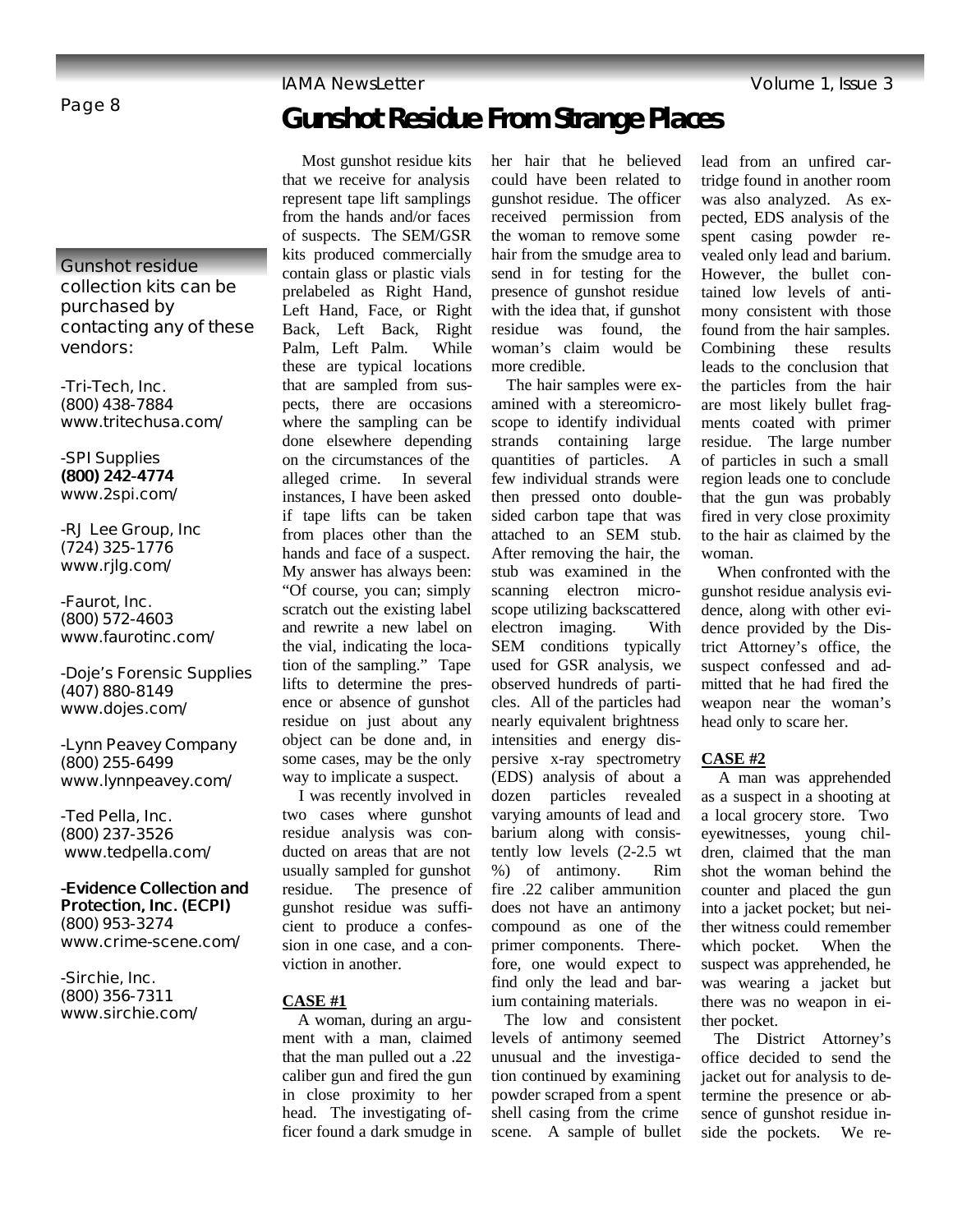# Gunshot Residue From Strange Places

Most gunshot residue kits that we receive for analysis represent tape lift samplings from the hands and/or faces of suspects. The SEM/GSR kits produced commercially contain glass or plastic vials prelabeled as Right Hand, Left Hand, Face, or Right Back, Left Back, Right Palm, Left Palm. While these are typical locations that are sampled from suspects, there are occasions where the sampling can be done elsewhere depending on the circumstances of the alleged crime. In several instances, I have been asked if tape lifts can be taken from places other than the hands and face of a suspect. My answer has always been: "Of course, you can; simply scratch out the existing label and rewrite a new label on the vial, indicating the location of the sampling." Tape lifts to determine the presence or absence of gunshot residue on just about any object can be done and, in some cases, may be the only way to implicate a suspect.

I was recently involved in two cases where gunshot residue analysis was conducted on areas that are not usually sampled for gunshot residue. The presence of gunshot residue was sufficient to produce a confession in one case, and a conviction in another.

**CASE #1**

A woman, during an argument with a man, claimed that the man pulled out a .22 caliber gun and fired the gun in close proximity to her head. The investigating officer found a dark smudge in her hair that he believed could have been related to gunshot residue. The officer received permission from the woman to remove some hair from the smudge area to send in for testing for the presence of gunshot residue with the idea that, if gunshot residue was found, the woman's claim would be more credible.

The hair samples were examined with a stereomicroscope to identify individual strands containing large quantities of particles. A few individual strands were then pressed onto double-sided carbon tape that was attached to an SEM stub. After removing the hair, the stub was examined in the scanning electron microscope utilizing backscattered electron imaging. With SEM conditions typically used for GSR analysis, we observed hundreds of particles. All of the particles had nearly equivalent brightness intensities and energy dispersive x-ray spectrometry (EDS) analysis of about a dozen particles revealed varying amounts of lead and barium along with consistently low levels (2-2.5 wt %) of antimony. Rim fire .22 caliber ammunition does not have an antimony compound as one of the primer components. Therefore, one would expect to find only the lead and barium containing materials.

The low and consistent levels of antimony seemed unusual and the investigation continued by examining powder scraped from a spent shell casing from the crime scene. A sample of bullet lead from an unfired cartridge found in another room was also analyzed. As expected, EDS analysis of the spent casing powder revealed only lead and barium. However, the bullet contained low levels of antimony consistent with those found from the hair samples. Combining these results leads to the conclusion that the particles from the hair are most likely bullet fragments coated with primer residue. The large number of particles in such a small region leads one to conclude that the gun was probably fired in very close proximity to the hair as claimed by the woman.

When confronted with the gunshot residue analysis evidence, along with other evidence provided by the District Attorney's office, the suspect confessed and admitted that he had fired the weapon near the woman's head only to scare her.

**CASE #2**

A man was apprehended as a suspect in a shooting at a local grocery store. Two eyewitnesses, young children, claimed that the man shot the woman behind the counter and placed the gun into a jacket pocket; but neither witness could remember which pocket. When the suspect was apprehended, he was wearing a jacket but there was no weapon in either pocket.

The District Attorney's office decided to send the jacket out for analysis to determine the presence or absence of gunshot residue inside the pockets. We re-

---

Gunshot residue collection kits can be purchased by contacting any of these vendors:

-Tri-Tech, Inc.
(800) 438-7884
www.tritechusa.com/

-SPI Supplies
**(800) 242-4774**
www.2spi.com/

-RJ Lee Group, Inc
(724) 325-1776
www.rjlg.com/

-Faurot, Inc.
(800) 572-4603
www.faurotinc.com/

-Doje's Forensic Supplies
(407) 880-8149
www.dojes.com/

-Lynn Peavey Company
(800) 255-6499
www.lynnpeavey.com/

-Ted Pella, Inc.
(800) 237-3526
www.tedpella.com/

**-Evidence Collection and Protection, Inc. (ECPI)**
(800) 953-3274
www.crime-scene.com/

-Sirchie, Inc.
(800) 356-7311
www.sirchie.com/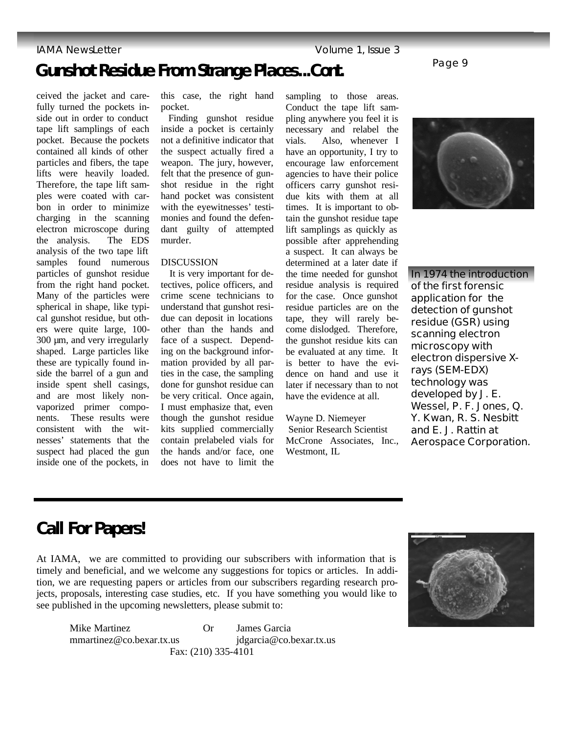## Gunshot Residue From Strange Places...Cont.

ceived the jacket and carefully turned the pockets inside out in order to conduct tape lift samplings of each pocket. Because the pockets contained all kinds of other particles and fibers, the tape lifts were heavily loaded. Therefore, the tape lift samples were coated with carbon in order to minimize charging in the scanning electron microscope during the analysis. The EDS analysis of the two tape lift samples found numerous particles of gunshot residue from the right hand pocket. Many of the particles were spherical in shape, like typical gunshot residue, but others were quite large, 100-300 µm, and very irregularly shaped. Large particles like these are typically found inside the barrel of a gun and inside spent shell casings, and are most likely non-vaporized primer components. These results were consistent with the witnesses' statements that the suspect had placed the gun inside one of the pockets, in this case, the right hand pocket.

Finding gunshot residue inside a pocket is certainly not a definitive indicator that the suspect actually fired a weapon. The jury, however, felt that the presence of gunshot residue in the right hand pocket was consistent with the eyewitnesses' testimonies and found the defendant guilty of attempted murder.

DISCUSSION

It is very important for detectives, police officers, and crime scene technicians to understand that gunshot residue can deposit in locations other than the hands and face of a suspect. Depending on the background information provided by all parties in the case, the sampling done for gunshot residue can be very critical. Once again, I must emphasize that, even though the gunshot residue kits supplied commercially contain prelabeled vials for the hands and/or face, one does not have to limit the sampling to those areas. Conduct the tape lift sampling anywhere you feel it is necessary and relabel the vials. Also, whenever I have an opportunity, I try to encourage law enforcement agencies to have their police officers carry gunshot residue kits with them at all times. It is important to obtain the gunshot residue tape lift samplings as quickly as possible after apprehending a suspect. It can always be determined at a later date if the time needed for gunshot residue analysis is required for the case. Once gunshot residue particles are on the tape, they will rarely become dislodged. Therefore, the gunshot residue kits can be evaluated at any time. It is better to have the evidence on hand and use it later if necessary than to not have the evidence at all.

Wayne D. Niemeyer
Senior Research Scientist
McCrone Associates, Inc., Westmont, IL

In 1974 the introduction of the first forensic application for the detection of gunshot residue (GSR) using scanning electron microscopy with electron dispersive X-rays (SEM-EDX) technology was developed by J. E. Wessel, P. F. Jones, Q. Y. Kwan, R. S. Nesbitt and E. J. Rattin at Aerospace Corporation.

## Call For Papers!

At IAMA, we are committed to providing our subscribers with information that is timely and beneficial, and we welcome any suggestions for topics or articles. In addition, we are requesting papers or articles from our subscribers regarding research projects, proposals, interesting case studies, etc. If you have something you would like to see published in the upcoming newsletters, please submit to:

Mike Martinez — mmartinez@co.bexar.tx.us

Or

James Garcia — jdgarcia@co.bexar.tx.us

Fax: (210) 335-4101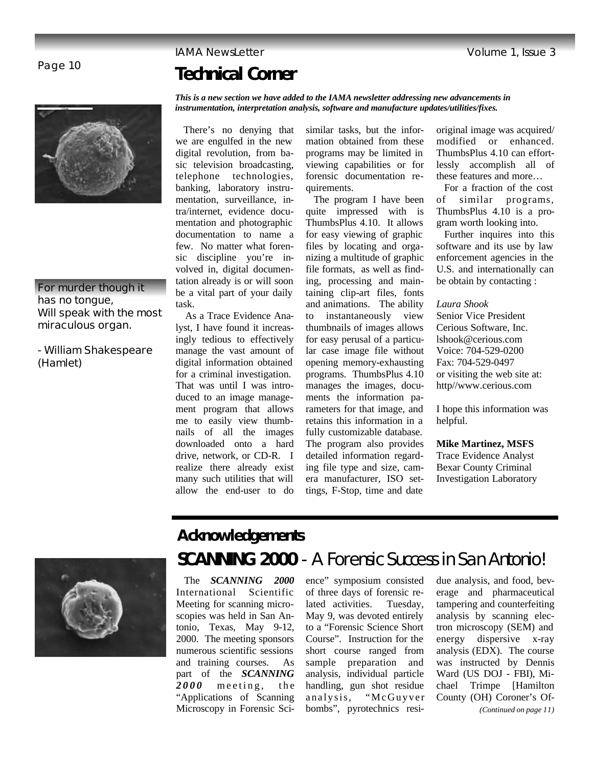# Technical Corner

***This is a new section we have added to the IAMA newsletter addressing new advancements in instrumentation, interpretation analysis, software and manufacture updates/utilities/fixes.***

For murder though it has no tongue,
Will speak with the most miraculous organ.

- William Shakespeare (Hamlet)

There's no denying that we are engulfed in the new digital revolution, from basic television broadcasting, telephone technologies, banking, laboratory instrumentation, surveillance, intra/internet, evidence documentation and photographic documentation to name a few. No matter what forensic discipline you're involved in, digital documentation already is or will soon be a vital part of your daily task.

As a Trace Evidence Analyst, I have found it increasingly tedious to effectively manage the vast amount of digital information obtained for a criminal investigation. That was until I was introduced to an image management program that allows me to easily view thumbnails of all the images downloaded onto a hard drive, network, or CD-R. I realize there already exist many such utilities that will allow the end-user to do similar tasks, but the information obtained from these programs may be limited in viewing capabilities or for forensic documentation requirements.

The program I have been quite impressed with is ThumbsPlus 4.10. It allows for easy viewing of graphic files by locating and organizing a multitude of graphic file formats, as well as finding, processing and maintaining clip-art files, fonts and animations. The ability to instantaneously view thumbnails of images allows for easy perusal of a particular case image file without opening memory-exhausting programs. ThumbsPlus 4.10 manages the images, documents the information parameters for that image, and retains this information in a fully customizable database. The program also provides detailed information regarding file type and size, camera manufacturer, ISO settings, F-Stop, time and date original image was acquired/ modified or enhanced. ThumbsPlus 4.10 can effortlessly accomplish all of these features and more…

For a fraction of the cost of similar programs, ThumbsPlus 4.10 is a program worth looking into.

Further inquires into this software and its use by law enforcement agencies in the U.S. and internationally can be obtain by contacting :

*Laura Shook*
Senior Vice President
Cerious Software, Inc.
lshook@cerious.com
Voice: 704-529-0200
Fax: 704-529-0497
or visiting the web site at:
http//www.cerious.com

I hope this information was helpful.

**Mike Martinez, MSFS**
Trace Evidence Analyst
Bexar County Criminal Investigation Laboratory

## Acknowledgements

## SCANNING 2000 - A Forensic Success in San Antonio!

The ***SCANNING 2000*** International Scientific Meeting for scanning microscopies was held in San Antonio, Texas, May 9-12, 2000. The meeting sponsors numerous scientific sessions and training courses. As part of the ***SCANNING 2000*** meeting, the "Applications of Scanning Microscopy in Forensic Science" symposium consisted of three days of forensic related activities. Tuesday, May 9, was devoted entirely to a "Forensic Science Short Course". Instruction for the short course ranged from sample preparation and analysis, individual particle handling, gun shot residue analysis, "McGuyver bombs", pyrotechnics residue analysis, and food, beverage and pharmaceutical tampering and counterfeiting analysis by scanning electron microscopy (SEM) and energy dispersive x-ray analysis (EDX). The course was instructed by Dennis Ward (US DOJ - FBI), Michael Trimpe [Hamilton County (OH) Coroner's Of-

*(Continued on page 11)*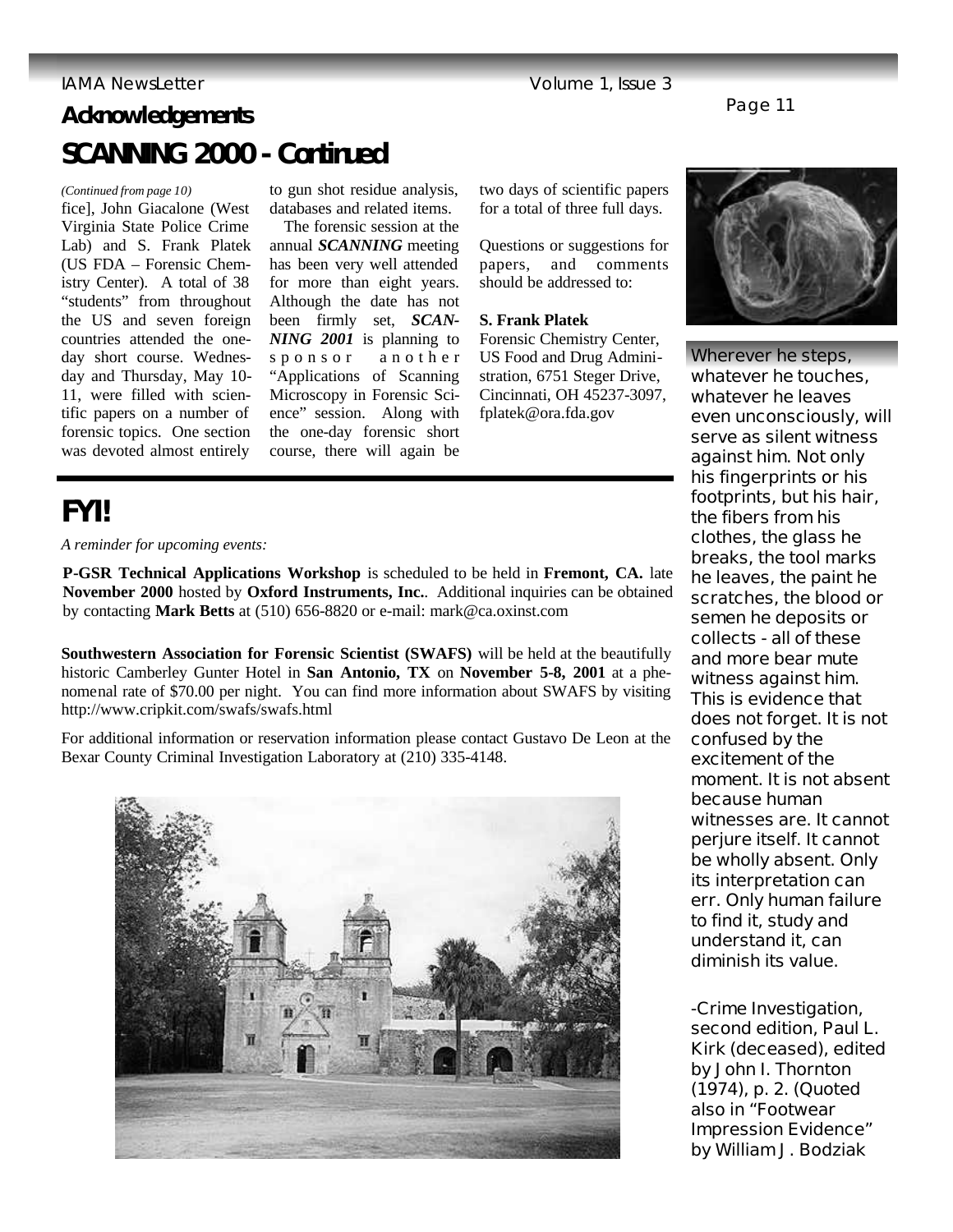# Acknowledgements

# SCANNING 2000 - Continued

*(Continued from page 10)*

fice], John Giacalone (West Virginia State Police Crime Lab) and S. Frank Platek (US FDA – Forensic Chemistry Center). A total of 38 "students" from throughout the US and seven foreign countries attended the one-day short course. Wednesday and Thursday, May 10-11, were filled with scientific papers on a number of forensic topics. One section was devoted almost entirely to gun shot residue analysis, databases and related items.

The forensic session at the annual ***SCANNING*** meeting has been very well attended for more than eight years. Although the date has not been firmly set, ***SCANNING 2001*** is planning to sponsor another "Applications of Scanning Microscopy in Forensic Science" session. Along with the one-day forensic short course, there will again be two days of scientific papers for a total of three full days.

Questions or suggestions for papers, and comments should be addressed to:

**S. Frank Platek**
Forensic Chemistry Center,
US Food and Drug Administration, 6751 Steger Drive,
Cincinnati, OH 45237-3097,
fplatek@ora.fda.gov

# FYI!

*A reminder for upcoming events:*

**P-GSR Technical Applications Workshop** is scheduled to be held in **Fremont, CA.** late **November 2000** hosted by **Oxford Instruments, Inc.**. Additional inquiries can be obtained by contacting **Mark Betts** at (510) 656-8820 or e-mail: mark@ca.oxinst.com

**Southwestern Association for Forensic Scientist (SWAFS)** will be held at the beautifully historic Camberley Gunter Hotel in **San Antonio, TX** on **November 5-8, 2001** at a phenomenal rate of $70.00 per night. You can find more information about SWAFS by visiting http://www.cripkit.com/swafs/swafs.html

For additional information or reservation information please contact Gustavo De Leon at the Bexar County Criminal Investigation Laboratory at (210) 335-4148.

Wherever he steps, whatever he touches, whatever he leaves even unconsciously, will serve as silent witness against him. Not only his fingerprints or his footprints, but his hair, the fibers from his clothes, the glass he breaks, the tool marks he leaves, the paint he scratches, the blood or semen he deposits or collects - all of these and more bear mute witness against him. This is evidence that does not forget. It is not confused by the excitement of the moment. It is not absent because human witnesses are. It cannot perjure itself. It cannot be wholly absent. Only its interpretation can err. Only human failure to find it, study and understand it, can diminish its value.

-Crime Investigation, second edition, Paul L. Kirk (deceased), edited by John I. Thornton (1974), p. 2. (Quoted also in "Footwear Impression Evidence" by William J. Bodziak